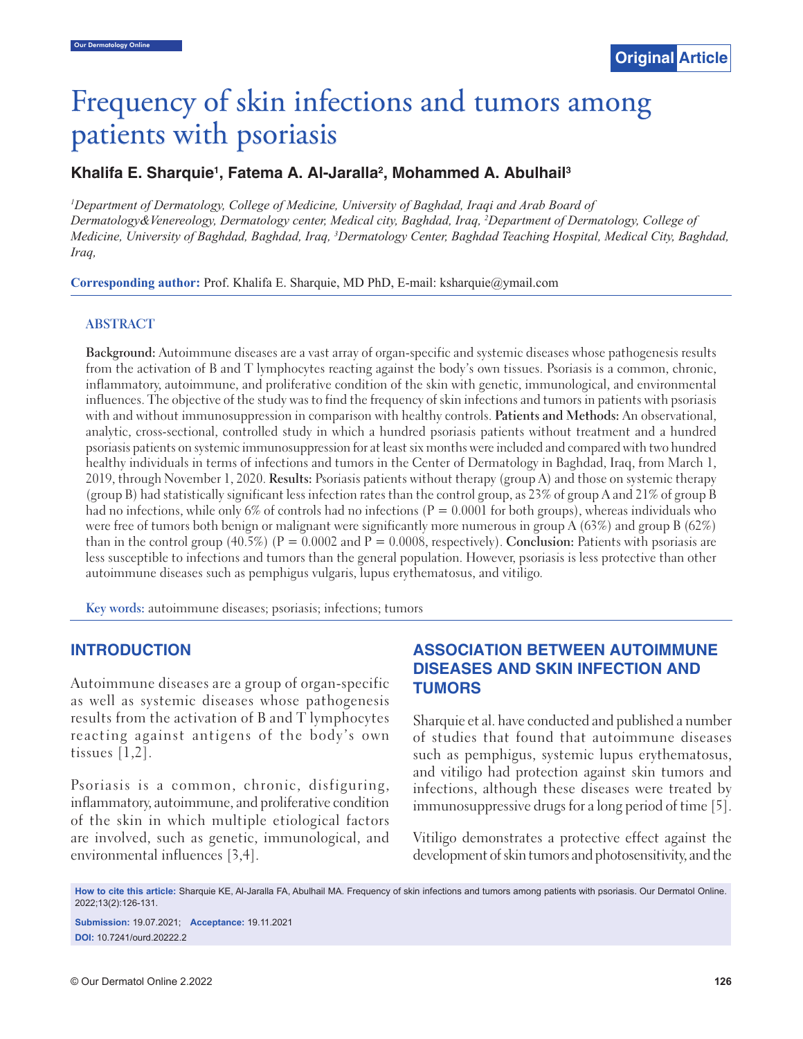# Frequency of skin infections and tumors among patients with psoriasis

**Khalifa E. Sharquie[1], Fatema A. Al-Jaralla[2], Mohammed A. Abulhail[3]**

*[1]Department of Dermatology, College of Medicine, University of Baghdad, Iraqi and Arab Board of Dermatology&Venereology, Dermatology center, Medical city, Baghdad, Iraq, [2]Department of Dermatology, College of Medicine, University of Baghdad, Baghdad, Iraq, [3]Dermatology Center, Baghdad Teaching Hospital, Medical City, Baghdad, Iraq,*

**Corresponding author:** Prof. Khalifa E. Sharquie, MD PhD, E-mail: ksharquie@ymail.com

## ABSTRACT

**Background:** Autoimmune diseases are a vast array of organ-specific and systemic diseases whose pathogenesis results from the activation of B and T lymphocytes reacting against the body's own tissues. Psoriasis is a common, chronic, inflammatory, autoimmune, and proliferative condition of the skin with genetic, immunological, and environmental influences. The objective of the study was to find the frequency of skin infections and tumors in patients with psoriasis with and without immunosuppression in comparison with healthy controls. **Patients and Methods:** An observational, analytic, cross-sectional, controlled study in which a hundred psoriasis patients without treatment and a hundred psoriasis patients on systemic immunosuppression for at least six months were included and compared with two hundred healthy individuals in terms of infections and tumors in the Center of Dermatology in Baghdad, Iraq, from March 1, 2019, through November 1, 2020. **Results:** Psoriasis patients without therapy (group A) and those on systemic therapy (group B) had statistically significant less infection rates than the control group, as 23% of group A and 21% of group B had no infections, while only 6% of controls had no infections ($P = 0.0001$ for both groups), whereas individuals who were free of tumors both benign or malignant were significantly more numerous in group A (63%) and group B (62%) than in the control group (40.5%) ($P = 0.0002$ and $P = 0.0008$, respectively). **Conclusion:** Patients with psoriasis are less susceptible to infections and tumors than the general population. However, psoriasis is less protective than other autoimmune diseases such as pemphigus vulgaris, lupus erythematosus, and vitiligo.

**Key words:** autoimmune diseases; psoriasis; infections; tumors

## INTRODUCTION

Autoimmune diseases are a group of organ-specific as well as systemic diseases whose pathogenesis results from the activation of B and T lymphocytes reacting against antigens of the body's own tissues [1,2].

Psoriasis is a common, chronic, disfiguring, inflammatory, autoimmune, and proliferative condition of the skin in which multiple etiological factors are involved, such as genetic, immunological, and environmental influences [3,4].

## ASSOCIATION BETWEEN AUTOIMMUNE DISEASES AND SKIN INFECTION AND TUMORS

Sharquie et al. have conducted and published a number of studies that found that autoimmune diseases such as pemphigus, systemic lupus erythematosus, and vitiligo had protection against skin tumors and infections, although these diseases were treated by immunosuppressive drugs for a long period of time [5].

Vitiligo demonstrates a protective effect against the development of skin tumors and photosensitivity, and the

**How to cite this article:** Sharquie KE, Al-Jaralla FA, Abulhail MA. Frequency of skin infections and tumors among patients with psoriasis. Our Dermatol Online. 2022;13(2):126-131.

**Submission:** 19.07.2021; **Acceptance:** 19.11.2021

**DOI:** 10.7241/ourd.20222.2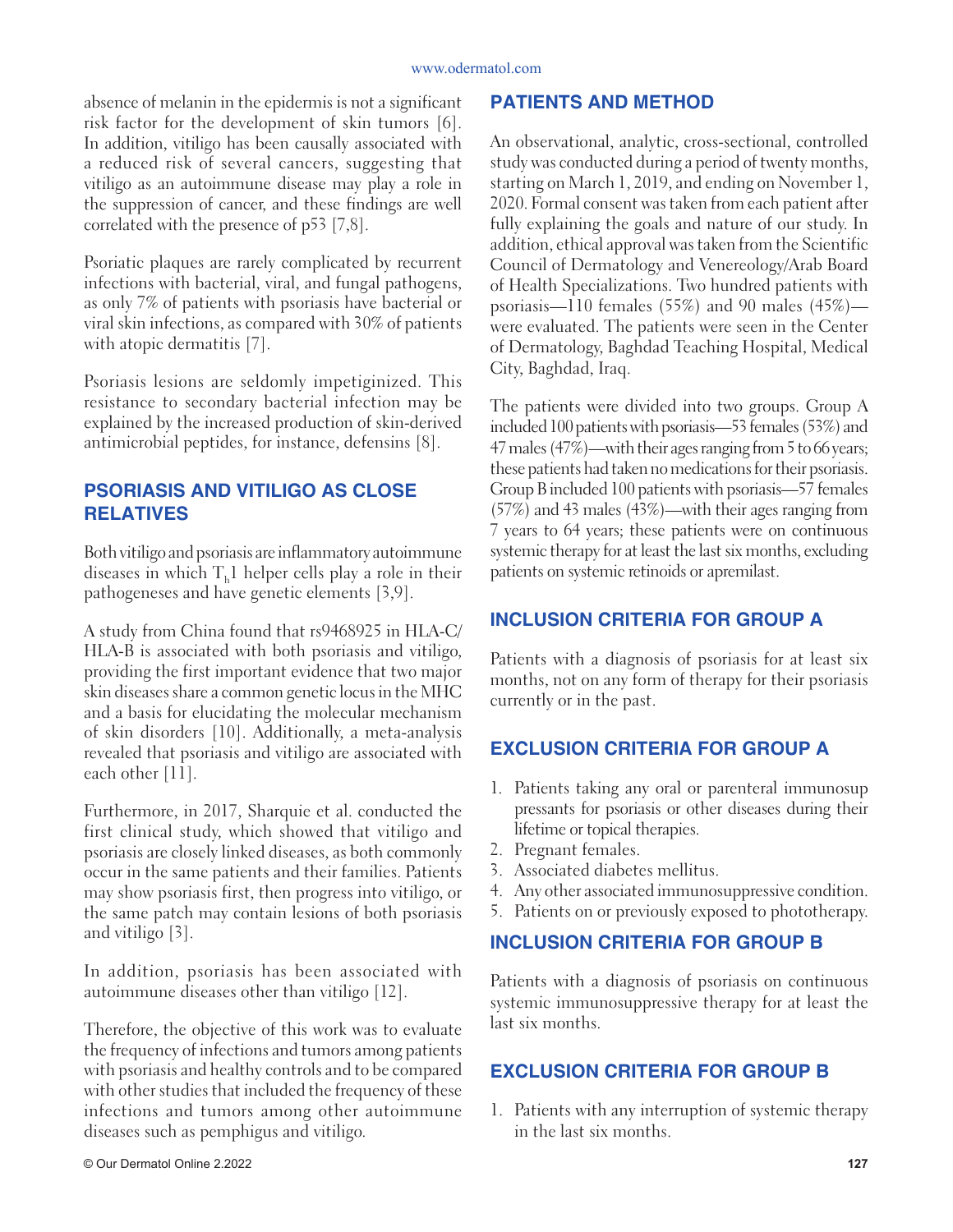absence of melanin in the epidermis is not a significant risk factor for the development of skin tumors [6]. In addition, vitiligo has been causally associated with a reduced risk of several cancers, suggesting that vitiligo as an autoimmune disease may play a role in the suppression of cancer, and these findings are well correlated with the presence of p53 [7,8].

Psoriatic plaques are rarely complicated by recurrent infections with bacterial, viral, and fungal pathogens, as only 7% of patients with psoriasis have bacterial or viral skin infections, as compared with 30% of patients with atopic dermatitis [7].

Psoriasis lesions are seldomly impetiginized. This resistance to secondary bacterial infection may be explained by the increased production of skin-derived antimicrobial peptides, for instance, defensins [8].

## PSORIASIS AND VITILIGO AS CLOSE RELATIVES

Both vitiligo and psoriasis are inflammatory autoimmune diseases in which $T_h1$ helper cells play a role in their pathogeneses and have genetic elements [3,9].

A study from China found that rs9468925 in HLA-C/HLA-B is associated with both psoriasis and vitiligo, providing the first important evidence that two major skin diseases share a common genetic locus in the MHC and a basis for elucidating the molecular mechanism of skin disorders [10]. Additionally, a meta-analysis revealed that psoriasis and vitiligo are associated with each other [11].

Furthermore, in 2017, Sharquie et al. conducted the first clinical study, which showed that vitiligo and psoriasis are closely linked diseases, as both commonly occur in the same patients and their families. Patients may show psoriasis first, then progress into vitiligo, or the same patch may contain lesions of both psoriasis and vitiligo [3].

In addition, psoriasis has been associated with autoimmune diseases other than vitiligo [12].

Therefore, the objective of this work was to evaluate the frequency of infections and tumors among patients with psoriasis and healthy controls and to be compared with other studies that included the frequency of these infections and tumors among other autoimmune diseases such as pemphigus and vitiligo.

## PATIENTS AND METHOD

An observational, analytic, cross-sectional, controlled study was conducted during a period of twenty months, starting on March 1, 2019, and ending on November 1, 2020. Formal consent was taken from each patient after fully explaining the goals and nature of our study. In addition, ethical approval was taken from the Scientific Council of Dermatology and Venereology/Arab Board of Health Specializations. Two hundred patients with psoriasis—110 females (55%) and 90 males (45%)—were evaluated. The patients were seen in the Center of Dermatology, Baghdad Teaching Hospital, Medical City, Baghdad, Iraq.

The patients were divided into two groups. Group A included 100 patients with psoriasis—53 females (53%) and 47 males (47%)—with their ages ranging from 5 to 66 years; these patients had taken no medications for their psoriasis. Group B included 100 patients with psoriasis—57 females (57%) and 43 males (43%)—with their ages ranging from 7 years to 64 years; these patients were on continuous systemic therapy for at least the last six months, excluding patients on systemic retinoids or apremilast.

## INCLUSION CRITERIA FOR GROUP A

Patients with a diagnosis of psoriasis for at least six months, not on any form of therapy for their psoriasis currently or in the past.

## EXCLUSION CRITERIA FOR GROUP A

1. Patients taking any oral or parenteral immunosuppressants for psoriasis or other diseases during their lifetime or topical therapies.
2. Pregnant females.
3. Associated diabetes mellitus.
4. Any other associated immunosuppressive condition.
5. Patients on or previously exposed to phototherapy.

## INCLUSION CRITERIA FOR GROUP B

Patients with a diagnosis of psoriasis on continuous systemic immunosuppressive therapy for at least the last six months.

## EXCLUSION CRITERIA FOR GROUP B

1. Patients with any interruption of systemic therapy in the last six months.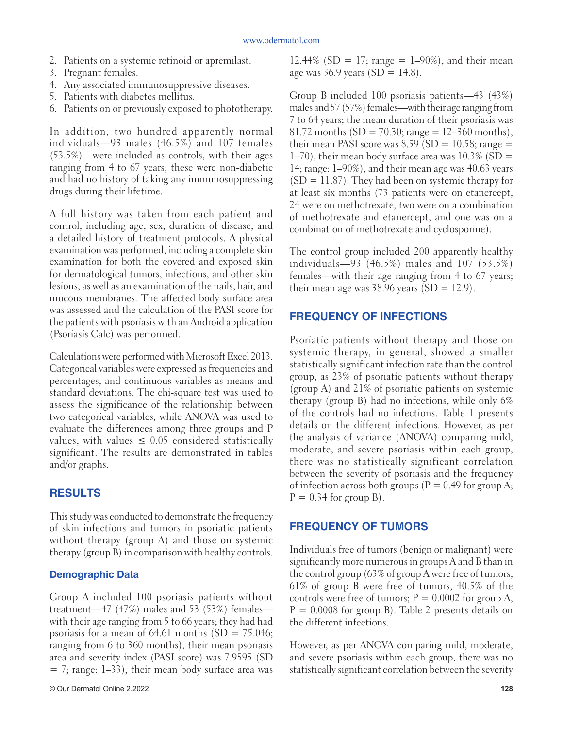2. Patients on a systemic retinoid or apremilast.
3. Pregnant females.
4. Any associated immunosuppressive diseases.
5. Patients with diabetes mellitus.
6. Patients on or previously exposed to phototherapy.

In addition, two hundred apparently normal individuals—93 males (46.5%) and 107 females (53.5%)—were included as controls, with their ages ranging from 4 to 67 years; these were non-diabetic and had no history of taking any immunosuppressing drugs during their lifetime.

A full history was taken from each patient and control, including age, sex, duration of disease, and a detailed history of treatment protocols. A physical examination was performed, including a complete skin examination for both the covered and exposed skin for dermatological tumors, infections, and other skin lesions, as well as an examination of the nails, hair, and mucous membranes. The affected body surface area was assessed and the calculation of the PASI score for the patients with psoriasis with an Android application (Psoriasis Calc) was performed.

Calculations were performed with Microsoft Excel 2013. Categorical variables were expressed as frequencies and percentages, and continuous variables as means and standard deviations. The chi-square test was used to assess the significance of the relationship between two categorical variables, while ANOVA was used to evaluate the differences among three groups and P values, with values $\leq 0.05$ considered statistically significant. The results are demonstrated in tables and/or graphs.

## RESULTS

This study was conducted to demonstrate the frequency of skin infections and tumors in psoriatic patients without therapy (group A) and those on systemic therapy (group B) in comparison with healthy controls.

### Demographic Data

Group A included 100 psoriasis patients without treatment—47 (47%) males and 53 (53%) females—with their age ranging from 5 to 66 years; they had had psoriasis for a mean of 64.61 months (SD = 75.046; ranging from 6 to 360 months), their mean psoriasis area and severity index (PASI score) was 7.9595 (SD = 7; range: 1–33), their mean body surface area was 12.44% (SD = 17; range = 1–90%), and their mean age was 36.9 years (SD = 14.8).

Group B included 100 psoriasis patients—43 (43%) males and 57 (57%) females—with their age ranging from 7 to 64 years; the mean duration of their psoriasis was 81.72 months (SD = 70.30; range = 12–360 months), their mean PASI score was 8.59 (SD = 10.58; range = 1–70); their mean body surface area was 10.3% (SD = 14; range: 1–90%), and their mean age was 40.63 years (SD = 11.87). They had been on systemic therapy for at least six months (73 patients were on etanercept, 24 were on methotrexate, two were on a combination of methotrexate and etanercept, and one was on a combination of methotrexate and cyclosporine).

The control group included 200 apparently healthy individuals—93 (46.5%) males and 107 (53.5%) females—with their age ranging from 4 to 67 years; their mean age was 38.96 years (SD = 12.9).

## FREQUENCY OF INFECTIONS

Psoriatic patients without therapy and those on systemic therapy, in general, showed a smaller statistically significant infection rate than the control group, as 23% of psoriatic patients without therapy (group A) and 21% of psoriatic patients on systemic therapy (group B) had no infections, while only 6% of the controls had no infections. Table 1 presents details on the different infections. However, as per the analysis of variance (ANOVA) comparing mild, moderate, and severe psoriasis within each group, there was no statistically significant correlation between the severity of psoriasis and the frequency of infection across both groups ($P = 0.49$ for group A; $P = 0.34$ for group B).

## FREQUENCY OF TUMORS

Individuals free of tumors (benign or malignant) were significantly more numerous in groups A and B than in the control group (63% of group A were free of tumors, 61% of group B were free of tumors, 40.5% of the controls were free of tumors; $P = 0.0002$ for group A, $P = 0.0008$ for group B). Table 2 presents details on the different infections.

However, as per ANOVA comparing mild, moderate, and severe psoriasis within each group, there was no statistically significant correlation between the severity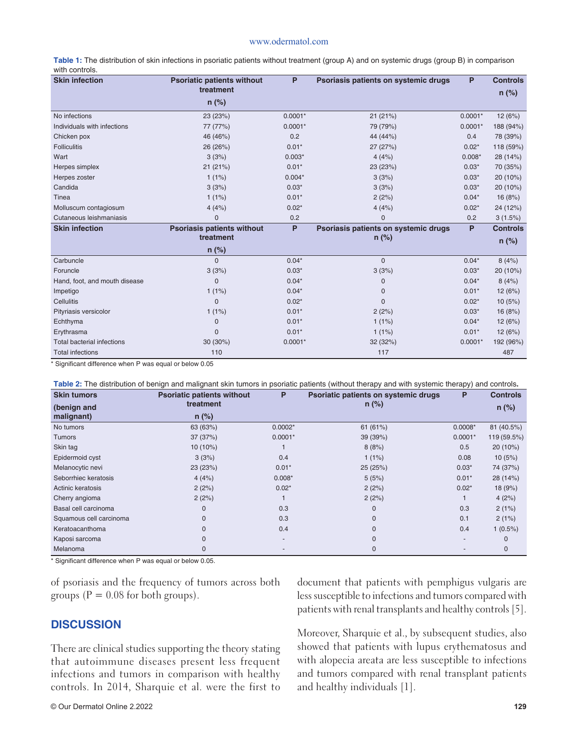**Table 1:** The distribution of skin infections in psoriatic patients without treatment (group A) and on systemic drugs (group B) in comparison with controls.

| Skin infection | Psoriatic patients without treatment n (%) | P | Psoriasis patients on systemic drugs | P | Controls n (%) |
|---|---|---|---|---|---|
| No infections | 23 (23%) | 0.0001* | 21 (21%) | 0.0001* | 12 (6%) |
| Individuals with infections | 77 (77%) | 0.0001* | 79 (79%) | 0.0001* | 188 (94%) |
| Chicken pox | 46 (46%) | 0.2 | 44 (44%) | 0.4 | 78 (39%) |
| Folliculitis | 26 (26%) | 0.01* | 27 (27%) | 0.02* | 118 (59%) |
| Wart | 3 (3%) | 0.003* | 4 (4%) | 0.008* | 28 (14%) |
| Herpes simplex | 21 (21%) | 0.01* | 23 (23%) | 0.03* | 70 (35%) |
| Herpes zoster | 1 (1%) | 0.004* | 3 (3%) | 0.03* | 20 (10%) |
| Candida | 3 (3%) | 0.03* | 3 (3%) | 0.03* | 20 (10%) |
| Tinea | 1 (1%) | 0.01* | 2 (2%) | 0.04* | 16 (8%) |
| Molluscum contagiosum | 4 (4%) | 0.02* | 4 (4%) | 0.02* | 24 (12%) |
| Cutaneous leishmaniasis | 0 | 0.2 | 0 | 0.2 | 3 (1.5%) |
| **Skin infection** | **Psoriasis patients without treatment n (%)** | **P** | **Psoriasis patients on systemic drugs n (%)** | **P** | **Controls n (%)** |
| Carbuncle | 0 | 0.04* | 0 | 0.04* | 8 (4%) |
| Foruncle | 3 (3%) | 0.03* | 3 (3%) | 0.03* | 20 (10%) |
| Hand, foot, and mouth disease | 0 | 0.04* | 0 | 0.04* | 8 (4%) |
| Impetigo | 1 (1%) | 0.04* | 0 | 0.01* | 12 (6%) |
| Cellulitis | 0 | 0.02* | 0 | 0.02* | 10 (5%) |
| Pityriasis versicolor | 1 (1%) | 0.01* | 2 (2%) | 0.03* | 16 (8%) |
| Echthyma | 0 | 0.01* | 1 (1%) | 0.04* | 12 (6%) |
| Erythrasma | 0 | 0.01* | 1 (1%) | 0.01* | 12 (6%) |
| Total bacterial infections | 30 (30%) | 0.0001* | 32 (32%) | 0.0001* | 192 (96%) |
| Total infections | 110 | | 117 | | 487 |

\* Significant difference when P was equal or below 0.05

**Table 2:** The distribution of benign and malignant skin tumors in psoriatic patients (without therapy and with systemic therapy) and controls.

| Skin tumors (benign and malignant) | Psoriatic patients without treatment n (%) | P | Psoriatic patients on systemic drugs n (%) | P | Controls n (%) |
|---|---|---|---|---|---|
| No tumors | 63 (63%) | 0.0002* | 61 (61%) | 0.0008* | 81 (40.5%) |
| Tumors | 37 (37%) | 0.0001* | 39 (39%) | 0.0001* | 119 (59.5%) |
| Skin tag | 10 (10%) | 1 | 8 (8%) | 0.5 | 20 (10%) |
| Epidermoid cyst | 3 (3%) | 0.4 | 1 (1%) | 0.08 | 10 (5%) |
| Melanocytic nevi | 23 (23%) | 0.01* | 25 (25%) | 0.03* | 74 (37%) |
| Seborrhiec keratosis | 4 (4%) | 0.008* | 5 (5%) | 0.01* | 28 (14%) |
| Actinic keratosis | 2 (2%) | 0.02* | 2 (2%) | 0.02* | 18 (9%) |
| Cherry angioma | 2 (2%) | 1 | 2 (2%) | 1 | 4 (2%) |
| Basal cell carcinoma | 0 | 0.3 | 0 | 0.3 | 2 (1%) |
| Squamous cell carcinoma | 0 | 0.3 | 0 | 0.1 | 2 (1%) |
| Keratoacanthoma | 0 | 0.4 | 0 | 0.4 | 1 (0.5%) |
| Kaposi sarcoma | 0 | - | 0 | - | 0 |
| Melanoma | 0 | - | 0 | - | 0 |

\* Significant difference when P was equal or below 0.05.

of psoriasis and the frequency of tumors across both groups (P = 0.08 for both groups).

## DISCUSSION

There are clinical studies supporting the theory stating that autoimmune diseases present less frequent infections and tumors in comparison with healthy controls. In 2014, Sharquie et al. were the first to document that patients with pemphigus vulgaris are less susceptible to infections and tumors compared with patients with renal transplants and healthy controls [5].

Moreover, Sharquie et al., by subsequent studies, also showed that patients with lupus erythematosus and with alopecia areata are less susceptible to infections and tumors compared with renal transplant patients and healthy individuals [1].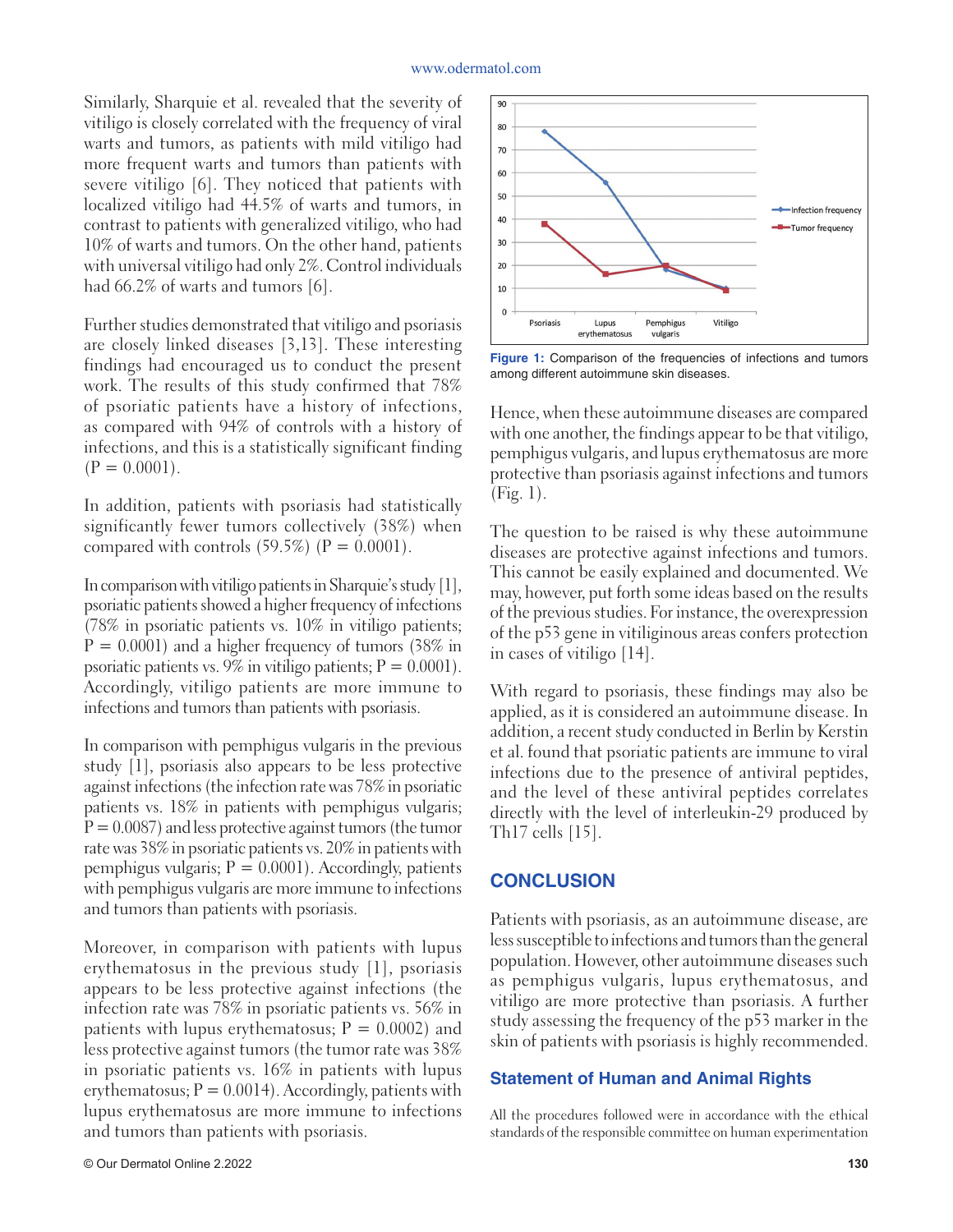Similarly, Sharquie et al. revealed that the severity of vitiligo is closely correlated with the frequency of viral warts and tumors, as patients with mild vitiligo had more frequent warts and tumors than patients with severe vitiligo [6]. They noticed that patients with localized vitiligo had 44.5% of warts and tumors, in contrast to patients with generalized vitiligo, who had 10% of warts and tumors. On the other hand, patients with universal vitiligo had only 2%. Control individuals had 66.2% of warts and tumors [6].

Further studies demonstrated that vitiligo and psoriasis are closely linked diseases [3,13]. These interesting findings had encouraged us to conduct the present work. The results of this study confirmed that 78% of psoriatic patients have a history of infections, as compared with 94% of controls with a history of infections, and this is a statistically significant finding ($P = 0.0001$).

In addition, patients with psoriasis had statistically significantly fewer tumors collectively (38%) when compared with controls (59.5%) ($P = 0.0001$).

In comparison with vitiligo patients in Sharquie's study [1], psoriatic patients showed a higher frequency of infections (78% in psoriatic patients vs. 10% in vitiligo patients; $P = 0.0001$) and a higher frequency of tumors (38% in psoriatic patients vs. 9% in vitiligo patients; $P = 0.0001$). Accordingly, vitiligo patients are more immune to infections and tumors than patients with psoriasis.

In comparison with pemphigus vulgaris in the previous study [1], psoriasis also appears to be less protective against infections (the infection rate was 78% in psoriatic patients vs. 18% in patients with pemphigus vulgaris; $P = 0.0087$) and less protective against tumors (the tumor rate was 38% in psoriatic patients vs. 20% in patients with pemphigus vulgaris; $P = 0.0001$). Accordingly, patients with pemphigus vulgaris are more immune to infections and tumors than patients with psoriasis.

Moreover, in comparison with patients with lupus erythematosus in the previous study [1], psoriasis appears to be less protective against infections (the infection rate was 78% in psoriatic patients vs. 56% in patients with lupus erythematosus; $P = 0.0002$) and less protective against tumors (the tumor rate was 38% in psoriatic patients vs. 16% in patients with lupus erythematosus; $P = 0.0014$). Accordingly, patients with lupus erythematosus are more immune to infections and tumors than patients with psoriasis.

**Figure 1:** Comparison of the frequencies of infections and tumors among different autoimmune skin diseases.

Hence, when these autoimmune diseases are compared with one another, the findings appear to be that vitiligo, pemphigus vulgaris, and lupus erythematosus are more protective than psoriasis against infections and tumors (Fig. 1).

The question to be raised is why these autoimmune diseases are protective against infections and tumors. This cannot be easily explained and documented. We may, however, put forth some ideas based on the results of the previous studies. For instance, the overexpression of the p53 gene in vitiliginous areas confers protection in cases of vitiligo [14].

With regard to psoriasis, these findings may also be applied, as it is considered an autoimmune disease. In addition, a recent study conducted in Berlin by Kerstin et al. found that psoriatic patients are immune to viral infections due to the presence of antiviral peptides, and the level of these antiviral peptides correlates directly with the level of interleukin-29 produced by Th17 cells [15].

## CONCLUSION

Patients with psoriasis, as an autoimmune disease, are less susceptible to infections and tumors than the general population. However, other autoimmune diseases such as pemphigus vulgaris, lupus erythematosus, and vitiligo are more protective than psoriasis. A further study assessing the frequency of the p53 marker in the skin of patients with psoriasis is highly recommended.

### Statement of Human and Animal Rights

All the procedures followed were in accordance with the ethical standards of the responsible committee on human experimentation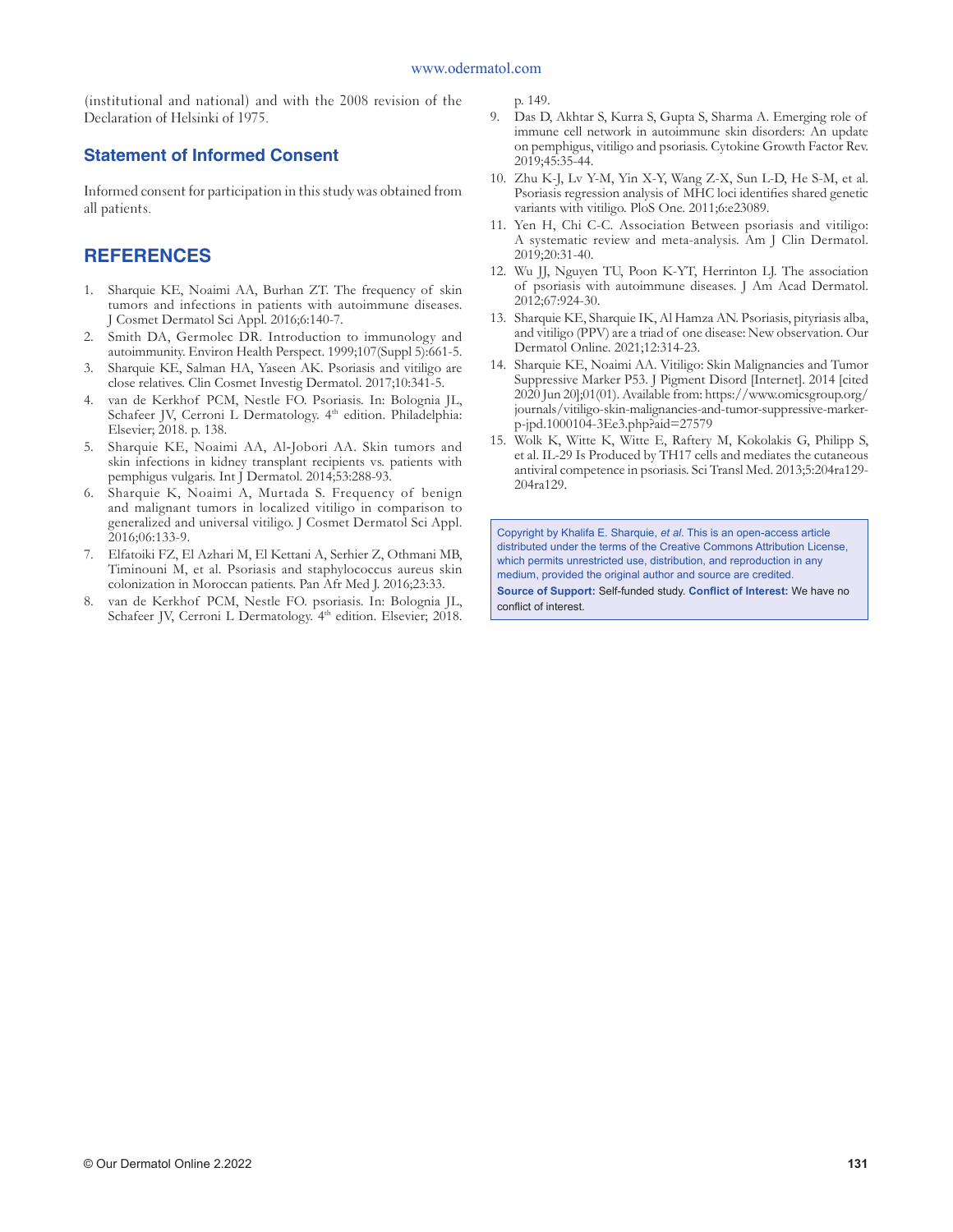(institutional and national) and with the 2008 revision of the Declaration of Helsinki of 1975.

## Statement of Informed Consent

Informed consent for participation in this study was obtained from all patients.

## REFERENCES

1. Sharquie KE, Noaimi AA, Burhan ZT. The frequency of skin tumors and infections in patients with autoimmune diseases. J Cosmet Dermatol Sci Appl. 2016;6:140-7.
2. Smith DA, Germolec DR. Introduction to immunology and autoimmunity. Environ Health Perspect. 1999;107(Suppl 5):661-5.
3. Sharquie KE, Salman HA, Yaseen AK. Psoriasis and vitiligo are close relatives. Clin Cosmet Investig Dermatol. 2017;10:341-5.
4. van de Kerkhof PCM, Nestle FO. Psoriasis. In: Bolognia JL, Schafeer JV, Cerroni L Dermatology. 4th edition. Philadelphia: Elsevier; 2018. p. 138.
5. Sharquie KE, Noaimi AA, Al-Jobori AA. Skin tumors and skin infections in kidney transplant recipients vs. patients with pemphigus vulgaris. Int J Dermatol. 2014;53:288-93.
6. Sharquie K, Noaimi A, Murtada S. Frequency of benign and malignant tumors in localized vitiligo in comparison to generalized and universal vitiligo. J Cosmet Dermatol Sci Appl. 2016;06:133-9.
7. Elfatoiki FZ, El Azhari M, El Kettani A, Serhier Z, Othmani MB, Timinouni M, et al. Psoriasis and staphylococcus aureus skin colonization in Moroccan patients. Pan Afr Med J. 2016;23:33.
8. van de Kerkhof PCM, Nestle FO. psoriasis. In: Bolognia JL, Schafeer JV, Cerroni L Dermatology. 4th edition. Elsevier; 2018. p. 149.
9. Das D, Akhtar S, Kurra S, Gupta S, Sharma A. Emerging role of immune cell network in autoimmune skin disorders: An update on pemphigus, vitiligo and psoriasis. Cytokine Growth Factor Rev. 2019;45:35-44.
10. Zhu K-J, Lv Y-M, Yin X-Y, Wang Z-X, Sun L-D, He S-M, et al. Psoriasis regression analysis of MHC loci identifies shared genetic variants with vitiligo. PloS One. 2011;6:e23089.
11. Yen H, Chi C-C. Association Between psoriasis and vitiligo: A systematic review and meta-analysis. Am J Clin Dermatol. 2019;20:31-40.
12. Wu JJ, Nguyen TU, Poon K-YT, Herrinton LJ. The association of psoriasis with autoimmune diseases. J Am Acad Dermatol. 2012;67:924-30.
13. Sharquie KE, Sharquie IK, Al Hamza AN. Psoriasis, pityriasis alba, and vitiligo (PPV) are a triad of one disease: New observation. Our Dermatol Online. 2021;12:314-23.
14. Sharquie KE, Noaimi AA. Vitiligo: Skin Malignancies and Tumor Suppressive Marker P53. J Pigment Disord [Internet]. 2014 [cited 2020 Jun 20];01(01). Available from: https://www.omicsgroup.org/journals/vitiligo-skin-malignancies-and-tumor-suppressive-marker-p-jpd.1000104-3Ee3.php?aid=27579
15. Wolk K, Witte K, Witte E, Raftery M, Kokolakis G, Philipp S, et al. IL-29 Is Produced by TH17 cells and mediates the cutaneous antiviral competence in psoriasis. Sci Transl Med. 2013;5:204ra129-204ra129.

Copyright by Khalifa E. Sharquie, *et al*. This is an open-access article distributed under the terms of the Creative Commons Attribution License, which permits unrestricted use, distribution, and reproduction in any medium, provided the original author and source are credited.

**Source of Support:** Self-funded study. **Conflict of Interest:** We have no conflict of interest.